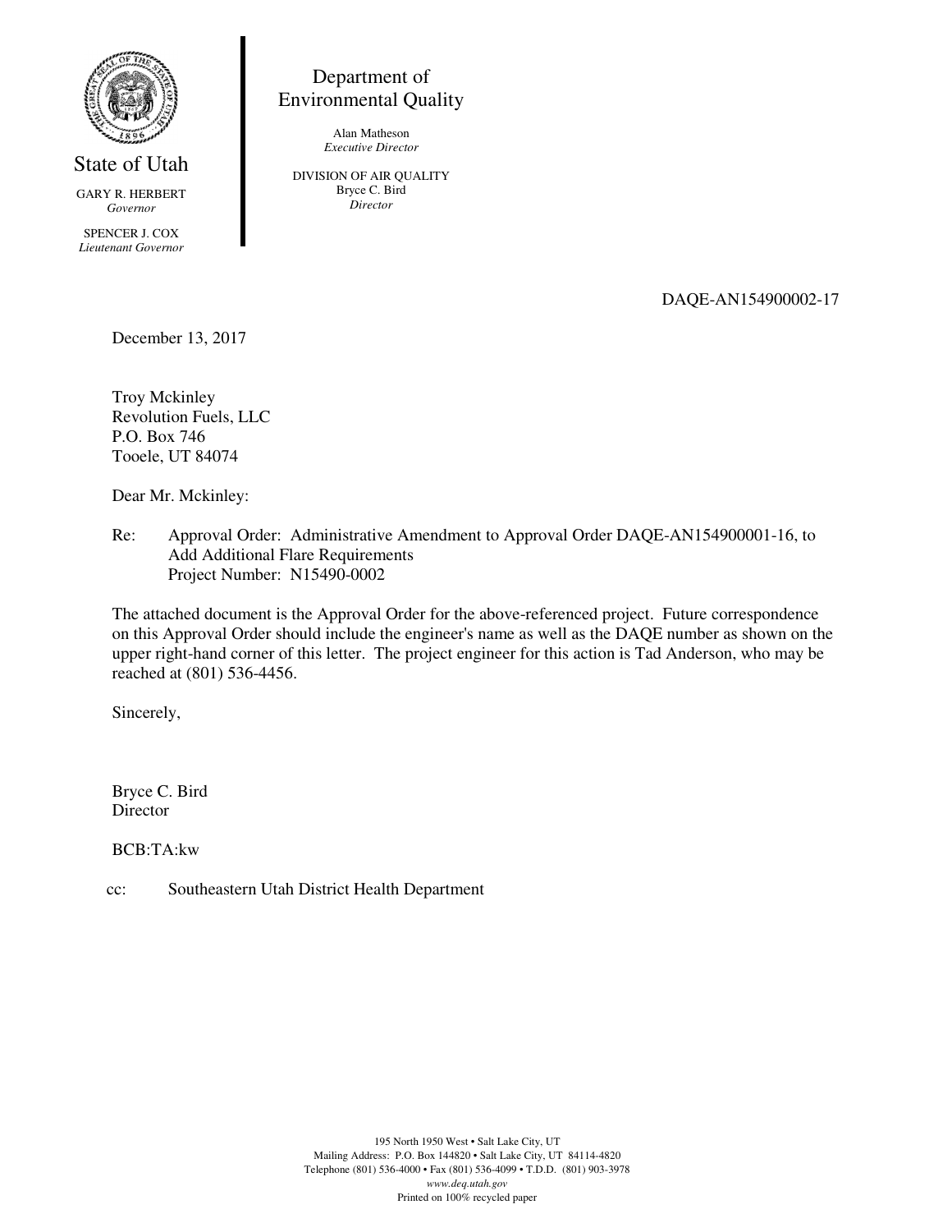State of Utah

GARY R. HERBERT
*Governor*

SPENCER J. COX
*Lieutenant Governor*

Department of
Environmental Quality

Alan Matheson
*Executive Director*

DIVISION OF AIR QUALITY
Bryce C. Bird
*Director*

DAQE-AN154900002-17

December 13, 2017

Troy Mckinley
Revolution Fuels, LLC
P.O. Box 746
Tooele, UT 84074

Dear Mr. Mckinley:

Re: Approval Order: Administrative Amendment to Approval Order DAQE-AN154900001-16, to Add Additional Flare Requirements
Project Number: N15490-0002

The attached document is the Approval Order for the above-referenced project. Future correspondence on this Approval Order should include the engineer's name as well as the DAQE number as shown on the upper right-hand corner of this letter. The project engineer for this action is Tad Anderson, who may be reached at (801) 536-4456.

Sincerely,

Bryce C. Bird
Director

BCB:TA:kw

cc: Southeastern Utah District Health Department

195 North 1950 West • Salt Lake City, UT
Mailing Address: P.O. Box 144820 • Salt Lake City, UT 84114-4820
Telephone (801) 536-4000 • Fax (801) 536-4099 • T.D.D. (801) 903-3978
*www.deq.utah.gov*
Printed on 100% recycled paper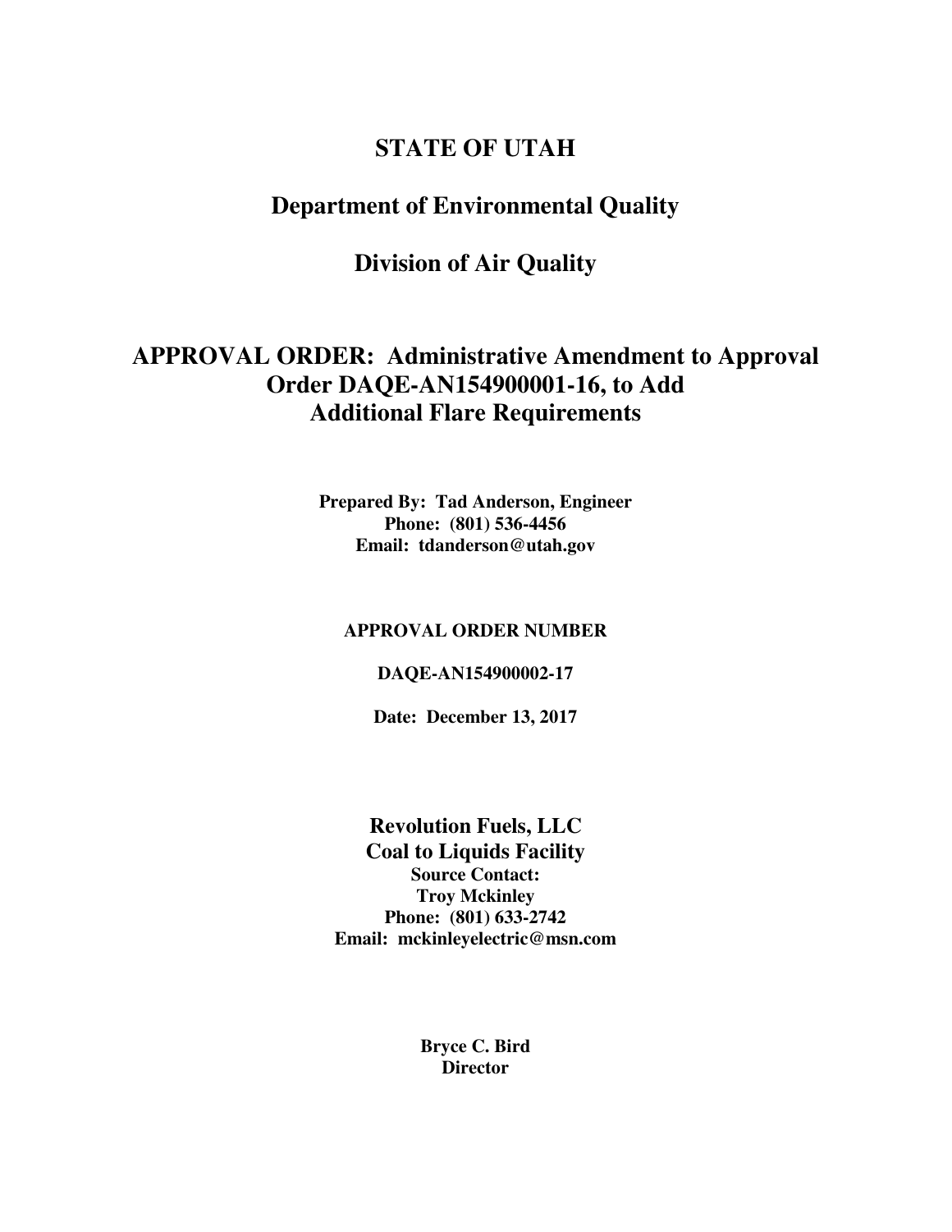# STATE OF UTAH

## Department of Environmental Quality

## Division of Air Quality

# APPROVAL ORDER: Administrative Amendment to Approval Order DAQE-AN154900001-16, to Add Additional Flare Requirements

**Prepared By: Tad Anderson, Engineer**
**Phone: (801) 536-4456**
**Email: tdanderson@utah.gov**

**APPROVAL ORDER NUMBER**

**DAQE-AN154900002-17**

**Date: December 13, 2017**

**Revolution Fuels, LLC**
**Coal to Liquids Facility**
**Source Contact:**
**Troy Mckinley**
**Phone: (801) 633-2742**
**Email: mckinleyelectric@msn.com**

**Bryce C. Bird**
**Director**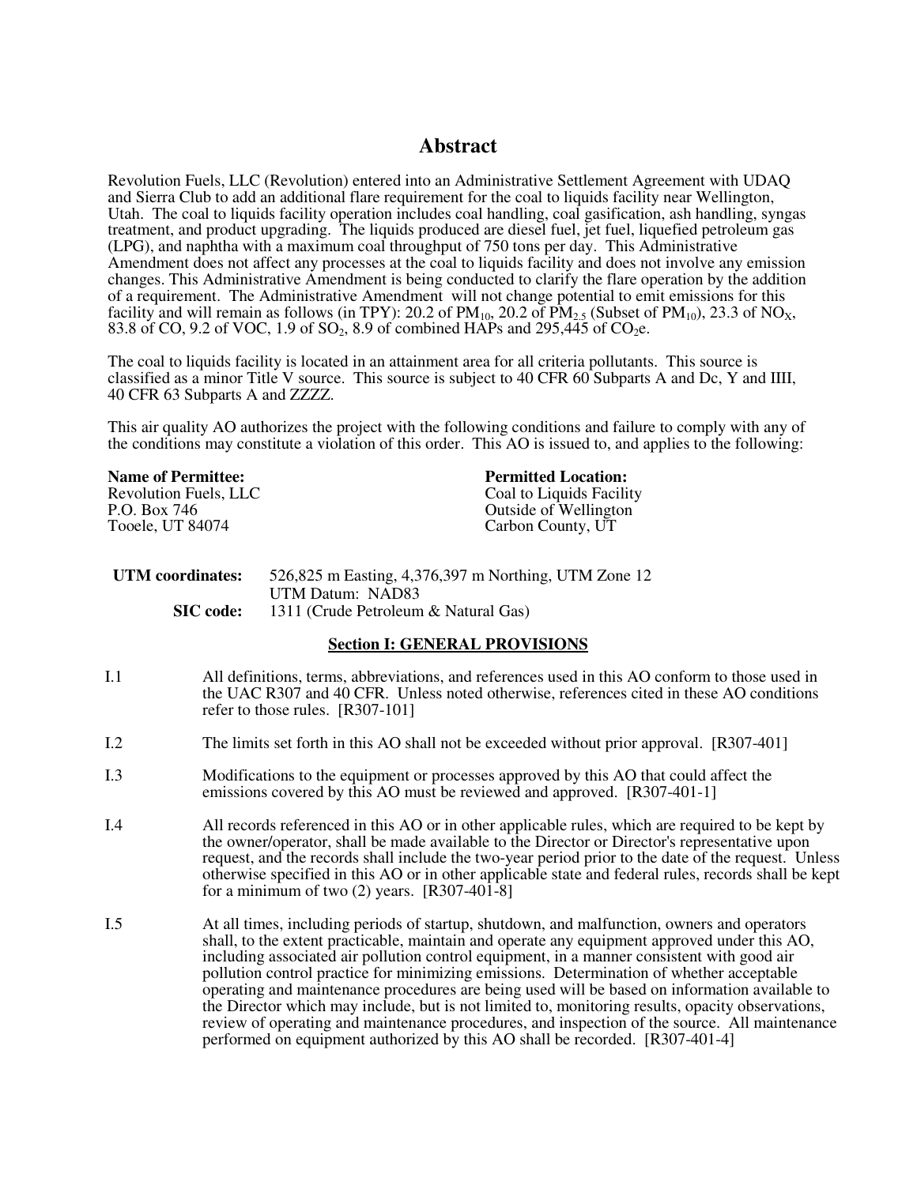## Abstract

Revolution Fuels, LLC (Revolution) entered into an Administrative Settlement Agreement with UDAQ and Sierra Club to add an additional flare requirement for the coal to liquids facility near Wellington, Utah. The coal to liquids facility operation includes coal handling, coal gasification, ash handling, syngas treatment, and product upgrading. The liquids produced are diesel fuel, jet fuel, liquefied petroleum gas (LPG), and naphtha with a maximum coal throughput of 750 tons per day. This Administrative Amendment does not affect any processes at the coal to liquids facility and does not involve any emission changes. This Administrative Amendment is being conducted to clarify the flare operation by the addition of a requirement. The Administrative Amendment will not change potential to emit emissions for this facility and will remain as follows (in TPY): 20.2 of $PM_{10}$, 20.2 of $PM_{2.5}$ (Subset of $PM_{10}$), 23.3 of $NO_X$, 83.8 of CO, 9.2 of VOC, 1.9 of $SO_2$, 8.9 of combined HAPs and 295,445 of $CO_2e$.

The coal to liquids facility is located in an attainment area for all criteria pollutants. This source is classified as a minor Title V source. This source is subject to 40 CFR 60 Subparts A and Dc, Y and IIII, 40 CFR 63 Subparts A and ZZZZ.

This air quality AO authorizes the project with the following conditions and failure to comply with any of the conditions may constitute a violation of this order. This AO is issued to, and applies to the following:

**Name of Permittee:**
Revolution Fuels, LLC
P.O. Box 746
Tooele, UT 84074

**Permitted Location:**
Coal to Liquids Facility
Outside of Wellington
Carbon County, UT

**UTM coordinates:** 526,825 m Easting, 4,376,397 m Northing, UTM Zone 12
UTM Datum: NAD83
**SIC code:** 1311 (Crude Petroleum & Natural Gas)

### Section I: GENERAL PROVISIONS

I.1 All definitions, terms, abbreviations, and references used in this AO conform to those used in the UAC R307 and 40 CFR. Unless noted otherwise, references cited in these AO conditions refer to those rules. [R307-101]

I.2 The limits set forth in this AO shall not be exceeded without prior approval. [R307-401]

I.3 Modifications to the equipment or processes approved by this AO that could affect the emissions covered by this AO must be reviewed and approved. [R307-401-1]

I.4 All records referenced in this AO or in other applicable rules, which are required to be kept by the owner/operator, shall be made available to the Director or Director's representative upon request, and the records shall include the two-year period prior to the date of the request. Unless otherwise specified in this AO or in other applicable state and federal rules, records shall be kept for a minimum of two (2) years. [R307-401-8]

I.5 At all times, including periods of startup, shutdown, and malfunction, owners and operators shall, to the extent practicable, maintain and operate any equipment approved under this AO, including associated air pollution control equipment, in a manner consistent with good air pollution control practice for minimizing emissions. Determination of whether acceptable operating and maintenance procedures are being used will be based on information available to the Director which may include, but is not limited to, monitoring results, opacity observations, review of operating and maintenance procedures, and inspection of the source. All maintenance performed on equipment authorized by this AO shall be recorded. [R307-401-4]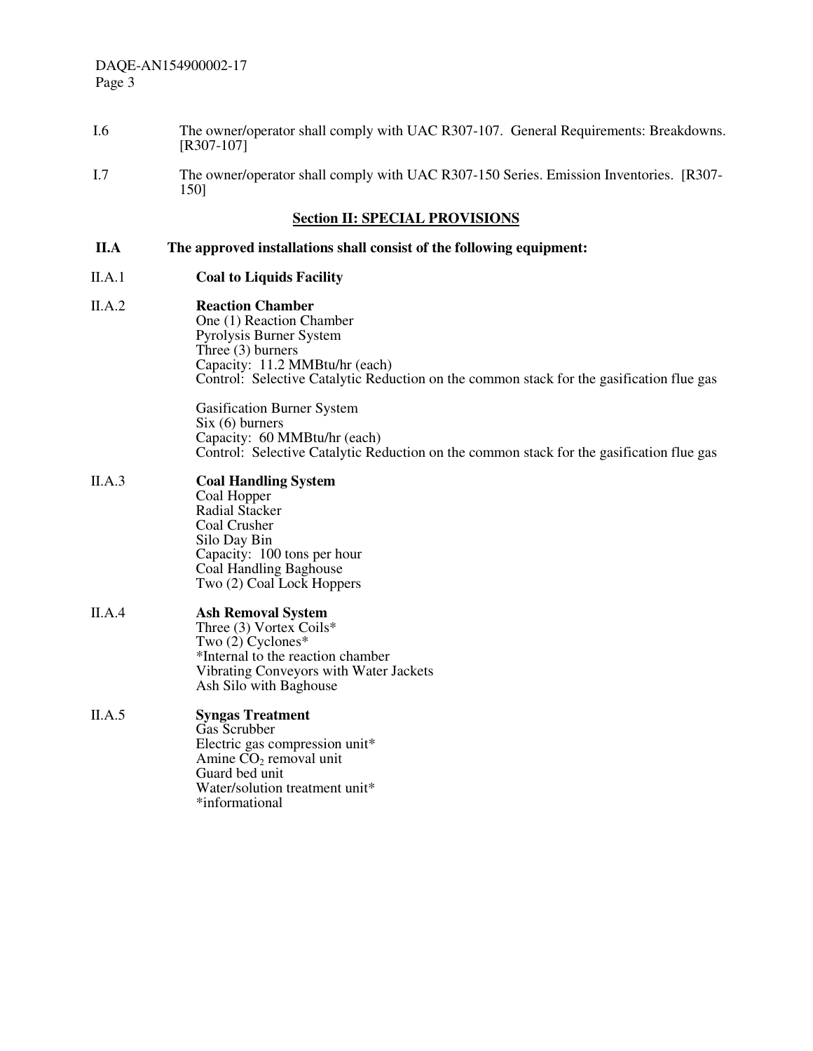I.6 The owner/operator shall comply with UAC R307-107. General Requirements: Breakdowns. [R307-107]

I.7 The owner/operator shall comply with UAC R307-150 Series. Emission Inventories. [R307-150]

## Section II: SPECIAL PROVISIONS

**II.A The approved installations shall consist of the following equipment:**

II.A.1 **Coal to Liquids Facility**

II.A.2 **Reaction Chamber**
One (1) Reaction Chamber
Pyrolysis Burner System
Three (3) burners
Capacity: 11.2 MMBtu/hr (each)
Control: Selective Catalytic Reduction on the common stack for the gasification flue gas

Gasification Burner System
Six (6) burners
Capacity: 60 MMBtu/hr (each)
Control: Selective Catalytic Reduction on the common stack for the gasification flue gas

II.A.3 **Coal Handling System**
Coal Hopper
Radial Stacker
Coal Crusher
Silo Day Bin
Capacity: 100 tons per hour
Coal Handling Baghouse
Two (2) Coal Lock Hoppers

II.A.4 **Ash Removal System**
Three (3) Vortex Coils*
Two (2) Cyclones*
*Internal to the reaction chamber
Vibrating Conveyors with Water Jackets
Ash Silo with Baghouse

II.A.5 **Syngas Treatment**
Gas Scrubber
Electric gas compression unit*
Amine $CO_2$ removal unit
Guard bed unit
Water/solution treatment unit*
*informational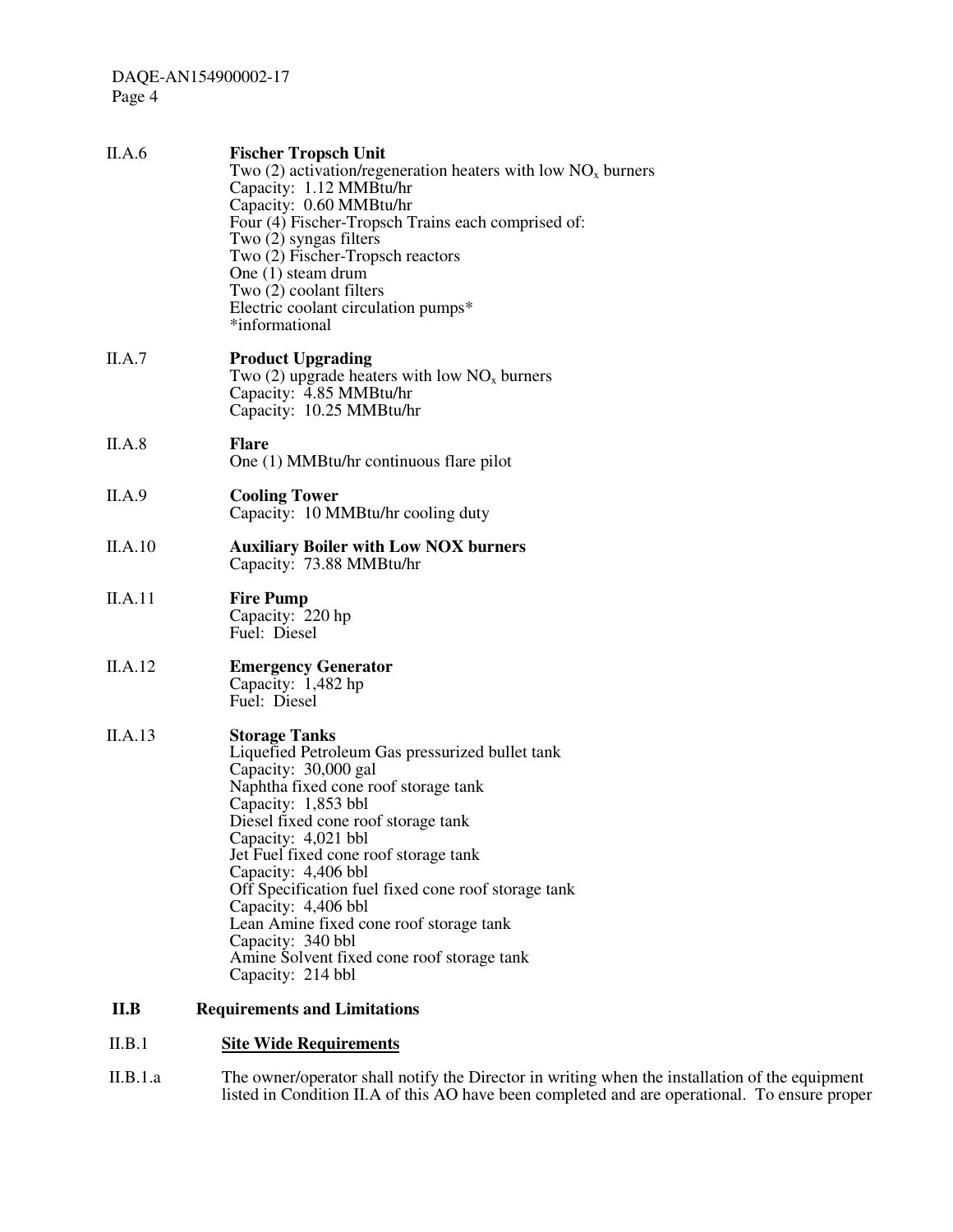II.A.6 **Fischer Tropsch Unit**
Two (2) activation/regeneration heaters with low $NO_x$ burners
Capacity: 1.12 MMBtu/hr
Capacity: 0.60 MMBtu/hr
Four (4) Fischer-Tropsch Trains each comprised of:
Two (2) syngas filters
Two (2) Fischer-Tropsch reactors
One (1) steam drum
Two (2) coolant filters
Electric coolant circulation pumps*
*informational

II.A.7 **Product Upgrading**
Two (2) upgrade heaters with low $NO_x$ burners
Capacity: 4.85 MMBtu/hr
Capacity: 10.25 MMBtu/hr

II.A.8 **Flare**
One (1) MMBtu/hr continuous flare pilot

II.A.9 **Cooling Tower**
Capacity: 10 MMBtu/hr cooling duty

II.A.10 **Auxiliary Boiler with Low NOX burners**
Capacity: 73.88 MMBtu/hr

II.A.11 **Fire Pump**
Capacity: 220 hp
Fuel: Diesel

II.A.12 **Emergency Generator**
Capacity: 1,482 hp
Fuel: Diesel

II.A.13 **Storage Tanks**
Liquefied Petroleum Gas pressurized bullet tank
Capacity: 30,000 gal
Naphtha fixed cone roof storage tank
Capacity: 1,853 bbl
Diesel fixed cone roof storage tank
Capacity: 4,021 bbl
Jet Fuel fixed cone roof storage tank
Capacity: 4,406 bbl
Off Specification fuel fixed cone roof storage tank
Capacity: 4,406 bbl
Lean Amine fixed cone roof storage tank
Capacity: 340 bbl
Amine Solvent fixed cone roof storage tank
Capacity: 214 bbl

## II.B Requirements and Limitations

II.B.1 **Site Wide Requirements**

II.B.1.a The owner/operator shall notify the Director in writing when the installation of the equipment listed in Condition II.A of this AO have been completed and are operational. To ensure proper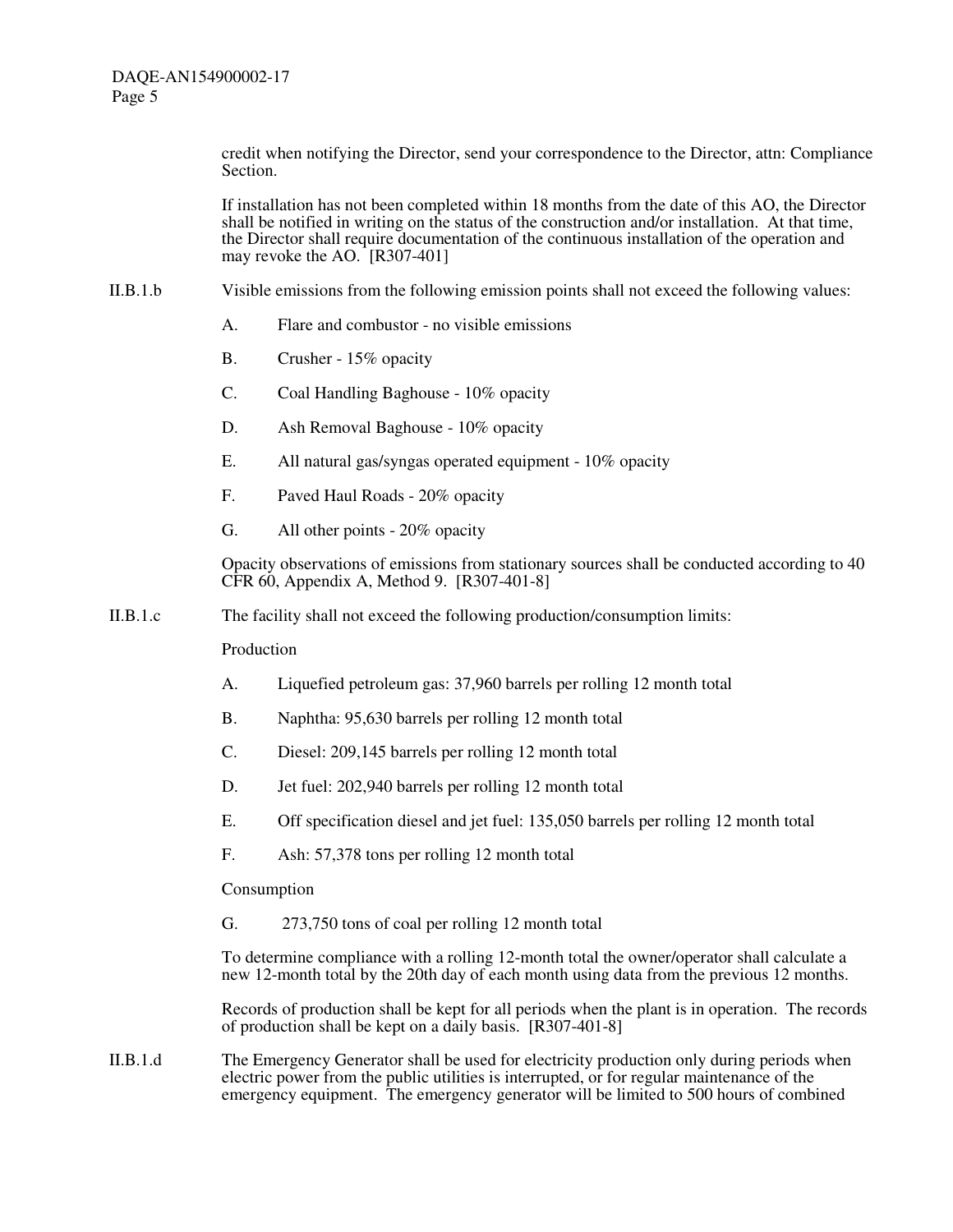credit when notifying the Director, send your correspondence to the Director, attn: Compliance Section.

If installation has not been completed within 18 months from the date of this AO, the Director shall be notified in writing on the status of the construction and/or installation. At that time, the Director shall require documentation of the continuous installation of the operation and may revoke the AO. [R307-401]

II.B.1.b Visible emissions from the following emission points shall not exceed the following values:

A. Flare and combustor - no visible emissions

B. Crusher - 15% opacity

C. Coal Handling Baghouse - 10% opacity

D. Ash Removal Baghouse - 10% opacity

E. All natural gas/syngas operated equipment - 10% opacity

F. Paved Haul Roads - 20% opacity

G. All other points - 20% opacity

Opacity observations of emissions from stationary sources shall be conducted according to 40 CFR 60, Appendix A, Method 9. [R307-401-8]

II.B.1.c The facility shall not exceed the following production/consumption limits:

Production

A. Liquefied petroleum gas: 37,960 barrels per rolling 12 month total

B. Naphtha: 95,630 barrels per rolling 12 month total

C. Diesel: 209,145 barrels per rolling 12 month total

D. Jet fuel: 202,940 barrels per rolling 12 month total

E. Off specification diesel and jet fuel: 135,050 barrels per rolling 12 month total

F. Ash: 57,378 tons per rolling 12 month total

Consumption

G. 273,750 tons of coal per rolling 12 month total

To determine compliance with a rolling 12-month total the owner/operator shall calculate a new 12-month total by the 20th day of each month using data from the previous 12 months.

Records of production shall be kept for all periods when the plant is in operation. The records of production shall be kept on a daily basis. [R307-401-8]

II.B.1.d The Emergency Generator shall be used for electricity production only during periods when electric power from the public utilities is interrupted, or for regular maintenance of the emergency equipment. The emergency generator will be limited to 500 hours of combined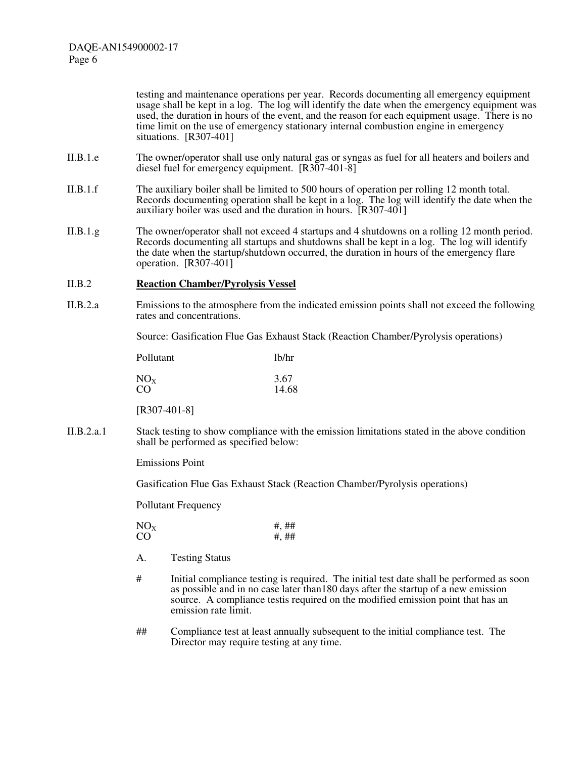testing and maintenance operations per year. Records documenting all emergency equipment usage shall be kept in a log. The log will identify the date when the emergency equipment was used, the duration in hours of the event, and the reason for each equipment usage. There is no time limit on the use of emergency stationary internal combustion engine in emergency situations. [R307-401]

II.B.1.e The owner/operator shall use only natural gas or syngas as fuel for all heaters and boilers and diesel fuel for emergency equipment. [R307-401-8]

II.B.1.f The auxiliary boiler shall be limited to 500 hours of operation per rolling 12 month total. Records documenting operation shall be kept in a log. The log will identify the date when the auxiliary boiler was used and the duration in hours. [R307-401]

II.B.1.g The owner/operator shall not exceed 4 startups and 4 shutdowns on a rolling 12 month period. Records documenting all startups and shutdowns shall be kept in a log. The log will identify the date when the startup/shutdown occurred, the duration in hours of the emergency flare operation. [R307-401]

II.B.2 **Reaction Chamber/Pyrolysis Vessel**

II.B.2.a Emissions to the atmosphere from the indicated emission points shall not exceed the following rates and concentrations.

Source: Gasification Flue Gas Exhaust Stack (Reaction Chamber/Pyrolysis operations)

| Pollutant | lb/hr |
|---|---|
| $NO_X$ | 3.67 |
| CO | 14.68 |

[R307-401-8]

II.B.2.a.1 Stack testing to show compliance with the emission limitations stated in the above condition shall be performed as specified below:

Emissions Point

Gasification Flue Gas Exhaust Stack (Reaction Chamber/Pyrolysis operations)

| Pollutant | Frequency |
|---|---|
| $NO_X$ | #, ## |
| CO | #, ## |

A. Testing Status

\# Initial compliance testing is required. The initial test date shall be performed as soon as possible and in no case later than180 days after the startup of a new emission source. A compliance testis required on the modified emission point that has an emission rate limit.

\## Compliance test at least annually subsequent to the initial compliance test. The Director may require testing at any time.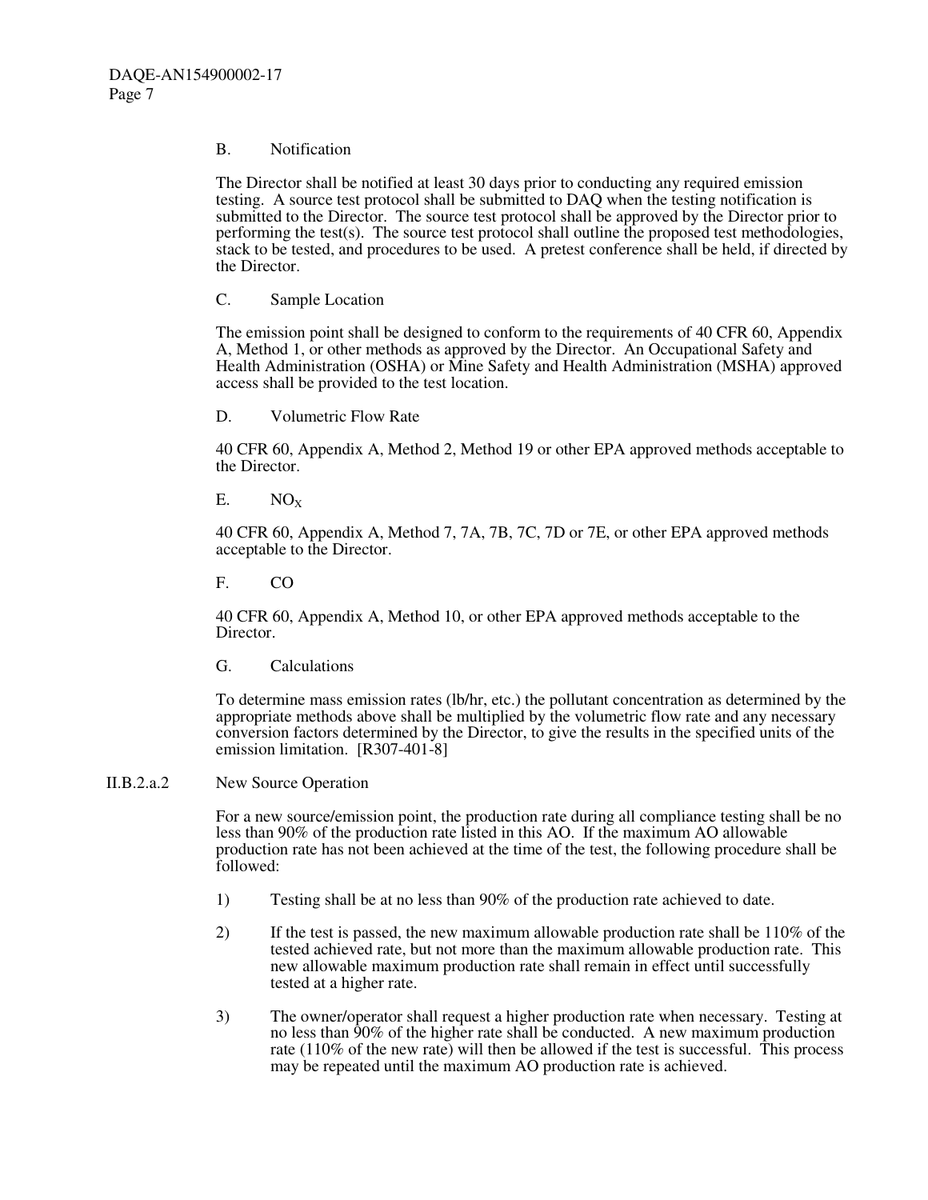B. Notification

The Director shall be notified at least 30 days prior to conducting any required emission testing. A source test protocol shall be submitted to DAQ when the testing notification is submitted to the Director. The source test protocol shall be approved by the Director prior to performing the test(s). The source test protocol shall outline the proposed test methodologies, stack to be tested, and procedures to be used. A pretest conference shall be held, if directed by the Director.

C. Sample Location

The emission point shall be designed to conform to the requirements of 40 CFR 60, Appendix A, Method 1, or other methods as approved by the Director. An Occupational Safety and Health Administration (OSHA) or Mine Safety and Health Administration (MSHA) approved access shall be provided to the test location.

D. Volumetric Flow Rate

40 CFR 60, Appendix A, Method 2, Method 19 or other EPA approved methods acceptable to the Director.

E. $NO_X$

40 CFR 60, Appendix A, Method 7, 7A, 7B, 7C, 7D or 7E, or other EPA approved methods acceptable to the Director.

F. CO

40 CFR 60, Appendix A, Method 10, or other EPA approved methods acceptable to the Director.

G. Calculations

To determine mass emission rates (lb/hr, etc.) the pollutant concentration as determined by the appropriate methods above shall be multiplied by the volumetric flow rate and any necessary conversion factors determined by the Director, to give the results in the specified units of the emission limitation. [R307-401-8]

II.B.2.a.2 New Source Operation

For a new source/emission point, the production rate during all compliance testing shall be no less than 90% of the production rate listed in this AO. If the maximum AO allowable production rate has not been achieved at the time of the test, the following procedure shall be followed:

1) Testing shall be at no less than 90% of the production rate achieved to date.

2) If the test is passed, the new maximum allowable production rate shall be 110% of the tested achieved rate, but not more than the maximum allowable production rate. This new allowable maximum production rate shall remain in effect until successfully tested at a higher rate.

3) The owner/operator shall request a higher production rate when necessary. Testing at no less than 90% of the higher rate shall be conducted. A new maximum production rate (110% of the new rate) will then be allowed if the test is successful. This process may be repeated until the maximum AO production rate is achieved.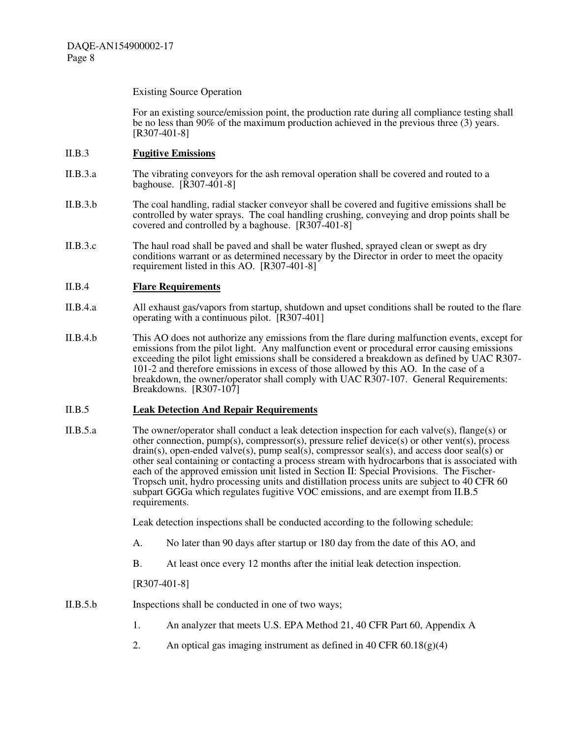Existing Source Operation

For an existing source/emission point, the production rate during all compliance testing shall be no less than 90% of the maximum production achieved in the previous three (3) years. [R307-401-8]

II.B.3 **Fugitive Emissions**

II.B.3.a The vibrating conveyors for the ash removal operation shall be covered and routed to a baghouse. [R307-401-8]

II.B.3.b The coal handling, radial stacker conveyor shall be covered and fugitive emissions shall be controlled by water sprays. The coal handling crushing, conveying and drop points shall be covered and controlled by a baghouse. [R307-401-8]

II.B.3.c The haul road shall be paved and shall be water flushed, sprayed clean or swept as dry conditions warrant or as determined necessary by the Director in order to meet the opacity requirement listed in this AO. [R307-401-8]

II.B.4 **Flare Requirements**

II.B.4.a All exhaust gas/vapors from startup, shutdown and upset conditions shall be routed to the flare operating with a continuous pilot. [R307-401]

II.B.4.b This AO does not authorize any emissions from the flare during malfunction events, except for emissions from the pilot light. Any malfunction event or procedural error causing emissions exceeding the pilot light emissions shall be considered a breakdown as defined by UAC R307-101-2 and therefore emissions in excess of those allowed by this AO. In the case of a breakdown, the owner/operator shall comply with UAC R307-107. General Requirements: Breakdowns. [R307-107]

II.B.5 **Leak Detection And Repair Requirements**

II.B.5.a The owner/operator shall conduct a leak detection inspection for each valve(s), flange(s) or other connection, pump(s), compressor(s), pressure relief device(s) or other vent(s), process drain(s), open-ended valve(s), pump seal(s), compressor seal(s), and access door seal(s) or other seal containing or contacting a process stream with hydrocarbons that is associated with each of the approved emission unit listed in Section II: Special Provisions. The Fischer-Tropsch unit, hydro processing units and distillation process units are subject to 40 CFR 60 subpart GGGa which regulates fugitive VOC emissions, and are exempt from II.B.5 requirements.

Leak detection inspections shall be conducted according to the following schedule:

A. No later than 90 days after startup or 180 day from the date of this AO, and

B. At least once every 12 months after the initial leak detection inspection.

[R307-401-8]

II.B.5.b Inspections shall be conducted in one of two ways;

1. An analyzer that meets U.S. EPA Method 21, 40 CFR Part 60, Appendix A

2. An optical gas imaging instrument as defined in 40 CFR 60.18(g)(4)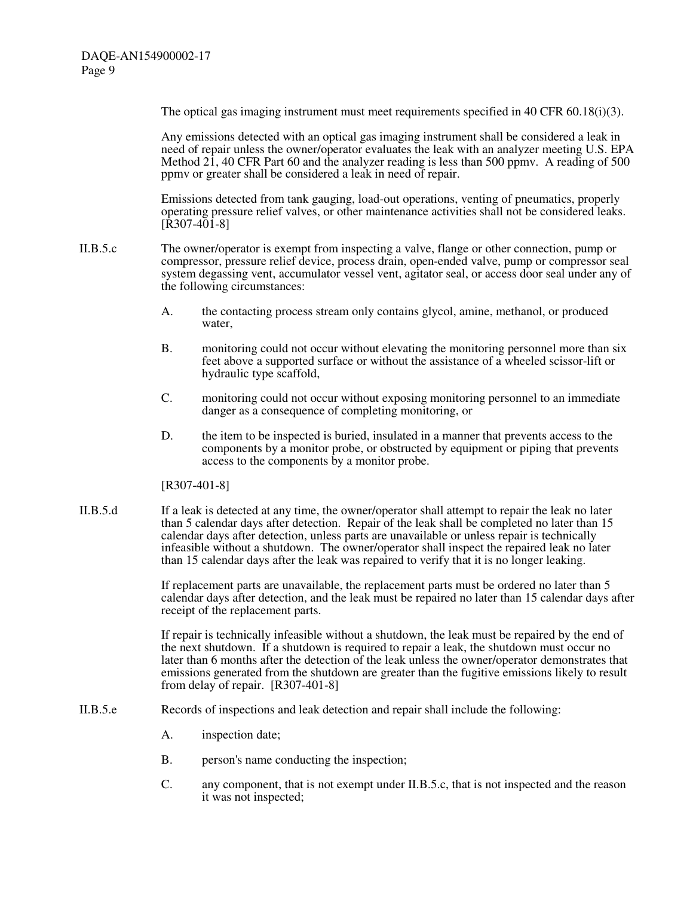The optical gas imaging instrument must meet requirements specified in 40 CFR 60.18(i)(3).

Any emissions detected with an optical gas imaging instrument shall be considered a leak in need of repair unless the owner/operator evaluates the leak with an analyzer meeting U.S. EPA Method 21, 40 CFR Part 60 and the analyzer reading is less than 500 ppmv. A reading of 500 ppmv or greater shall be considered a leak in need of repair.

Emissions detected from tank gauging, load-out operations, venting of pneumatics, properly operating pressure relief valves, or other maintenance activities shall not be considered leaks. [R307-401-8]

II.B.5.c The owner/operator is exempt from inspecting a valve, flange or other connection, pump or compressor, pressure relief device, process drain, open-ended valve, pump or compressor seal system degassing vent, accumulator vessel vent, agitator seal, or access door seal under any of the following circumstances:

A. the contacting process stream only contains glycol, amine, methanol, or produced water,

B. monitoring could not occur without elevating the monitoring personnel more than six feet above a supported surface or without the assistance of a wheeled scissor-lift or hydraulic type scaffold,

C. monitoring could not occur without exposing monitoring personnel to an immediate danger as a consequence of completing monitoring, or

D. the item to be inspected is buried, insulated in a manner that prevents access to the components by a monitor probe, or obstructed by equipment or piping that prevents access to the components by a monitor probe.

[R307-401-8]

II.B.5.d If a leak is detected at any time, the owner/operator shall attempt to repair the leak no later than 5 calendar days after detection. Repair of the leak shall be completed no later than 15 calendar days after detection, unless parts are unavailable or unless repair is technically infeasible without a shutdown. The owner/operator shall inspect the repaired leak no later than 15 calendar days after the leak was repaired to verify that it is no longer leaking.

If replacement parts are unavailable, the replacement parts must be ordered no later than 5 calendar days after detection, and the leak must be repaired no later than 15 calendar days after receipt of the replacement parts.

If repair is technically infeasible without a shutdown, the leak must be repaired by the end of the next shutdown. If a shutdown is required to repair a leak, the shutdown must occur no later than 6 months after the detection of the leak unless the owner/operator demonstrates that emissions generated from the shutdown are greater than the fugitive emissions likely to result from delay of repair. [R307-401-8]

II.B.5.e Records of inspections and leak detection and repair shall include the following:

A. inspection date;

B. person's name conducting the inspection;

C. any component, that is not exempt under II.B.5.c, that is not inspected and the reason it was not inspected;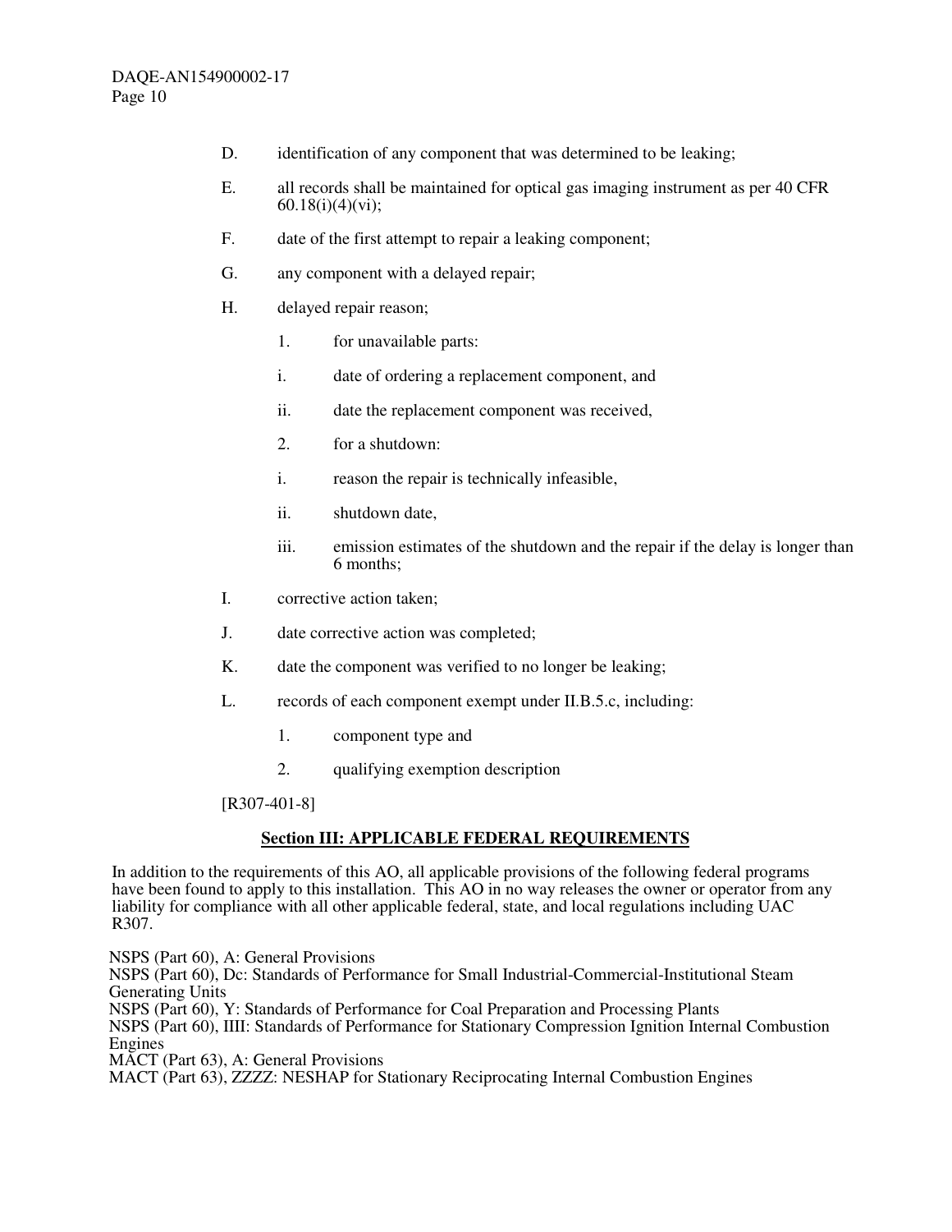D. identification of any component that was determined to be leaking;

E. all records shall be maintained for optical gas imaging instrument as per 40 CFR 60.18(i)(4)(vi);

F. date of the first attempt to repair a leaking component;

G. any component with a delayed repair;

H. delayed repair reason;

   1. for unavailable parts:

   i. date of ordering a replacement component, and

   ii. date the replacement component was received,

   2. for a shutdown:

   i. reason the repair is technically infeasible,

   ii. shutdown date,

   iii. emission estimates of the shutdown and the repair if the delay is longer than 6 months;

I. corrective action taken;

J. date corrective action was completed;

K. date the component was verified to no longer be leaking;

L. records of each component exempt under II.B.5.c, including:

   1. component type and

   2. qualifying exemption description

[R307-401-8]

## Section III: APPLICABLE FEDERAL REQUIREMENTS

In addition to the requirements of this AO, all applicable provisions of the following federal programs have been found to apply to this installation. This AO in no way releases the owner or operator from any liability for compliance with all other applicable federal, state, and local regulations including UAC R307.

NSPS (Part 60), A: General Provisions
NSPS (Part 60), Dc: Standards of Performance for Small Industrial-Commercial-Institutional Steam Generating Units
NSPS (Part 60), Y: Standards of Performance for Coal Preparation and Processing Plants
NSPS (Part 60), IIII: Standards of Performance for Stationary Compression Ignition Internal Combustion Engines
MACT (Part 63), A: General Provisions
MACT (Part 63), ZZZZ: NESHAP for Stationary Reciprocating Internal Combustion Engines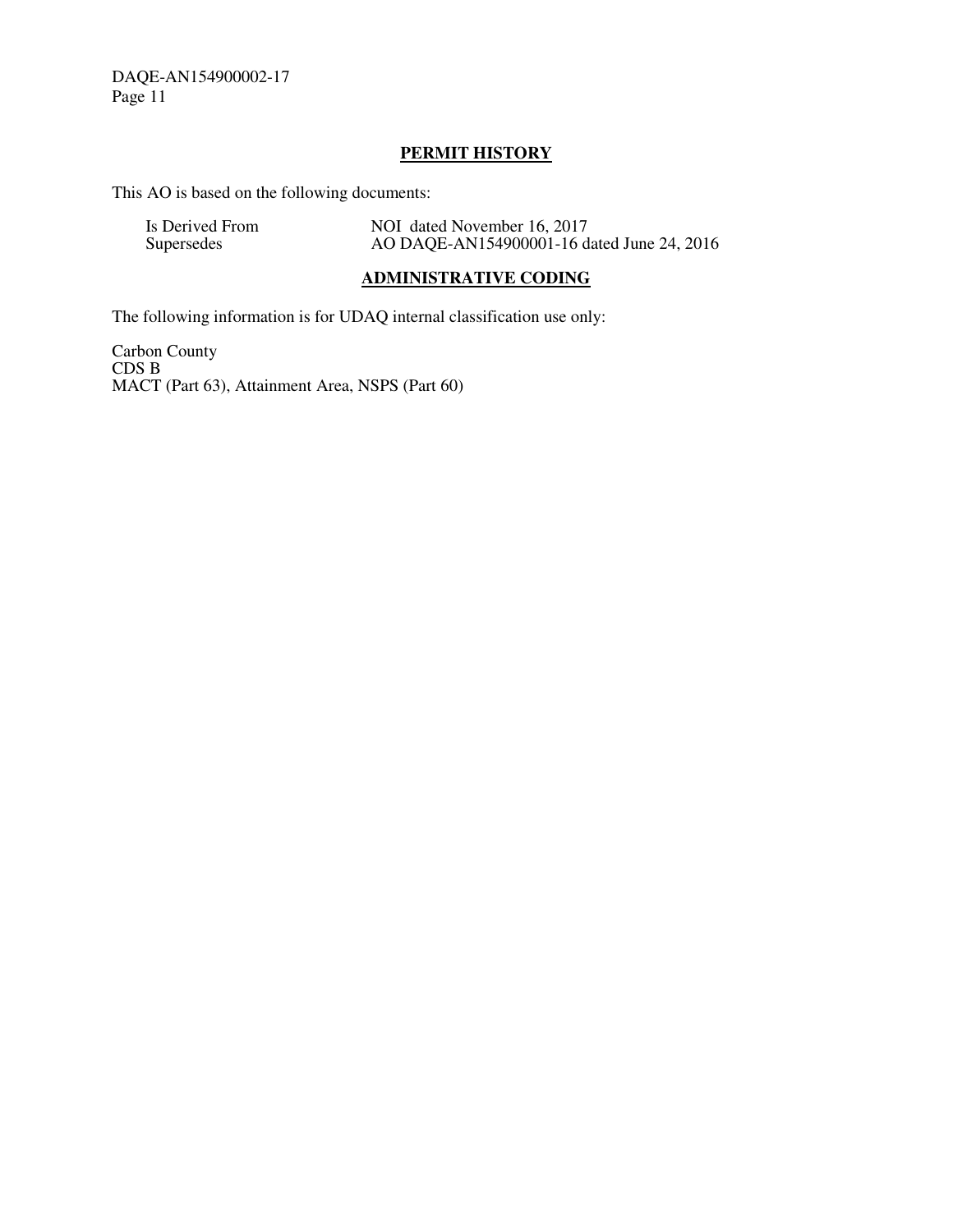## PERMIT HISTORY

This AO is based on the following documents:

| | |
|---|---|
| Is Derived From | NOI dated November 16, 2017 |
| Supersedes | AO DAQE-AN154900001-16 dated June 24, 2016 |

## ADMINISTRATIVE CODING

The following information is for UDAQ internal classification use only:

Carbon County
CDS B
MACT (Part 63), Attainment Area, NSPS (Part 60)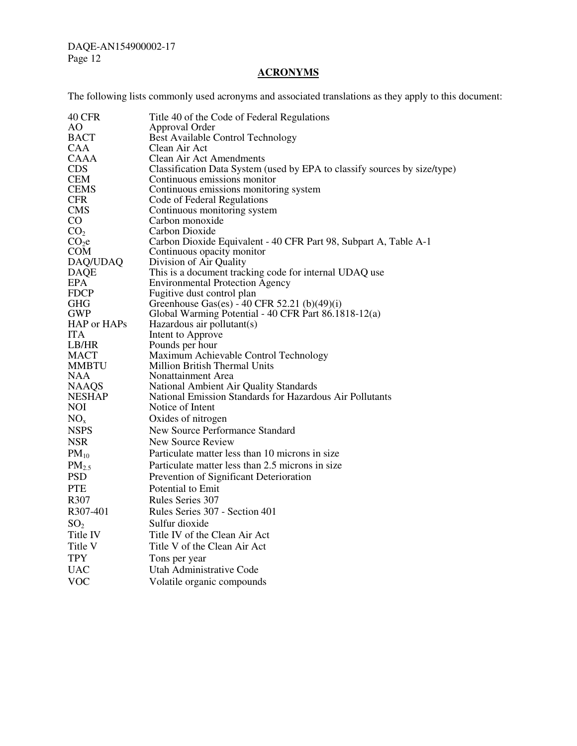## ACRONYMS

The following lists commonly used acronyms and associated translations as they apply to this document:

| | |
|---|---|
| 40 CFR | Title 40 of the Code of Federal Regulations |
| AO | Approval Order |
| BACT | Best Available Control Technology |
| CAA | Clean Air Act |
| CAAA | Clean Air Act Amendments |
| CDS | Classification Data System (used by EPA to classify sources by size/type) |
| CEM | Continuous emissions monitor |
| CEMS | Continuous emissions monitoring system |
| CFR | Code of Federal Regulations |
| CMS | Continuous monitoring system |
| CO | Carbon monoxide |
| $CO_2$ | Carbon Dioxide |
| $CO_2e$ | Carbon Dioxide Equivalent - 40 CFR Part 98, Subpart A, Table A-1 |
| COM | Continuous opacity monitor |
| DAQ/UDAQ | Division of Air Quality |
| DAQE | This is a document tracking code for internal UDAQ use |
| EPA | Environmental Protection Agency |
| FDCP | Fugitive dust control plan |
| GHG | Greenhouse Gas(es) - 40 CFR 52.21 (b)(49)(i) |
| GWP | Global Warming Potential - 40 CFR Part 86.1818-12(a) |
| HAP or HAPs | Hazardous air pollutant(s) |
| ITA | Intent to Approve |
| LB/HR | Pounds per hour |
| MACT | Maximum Achievable Control Technology |
| MMBTU | Million British Thermal Units |
| NAA | Nonattainment Area |
| NAAQS | National Ambient Air Quality Standards |
| NESHAP | National Emission Standards for Hazardous Air Pollutants |
| NOI | Notice of Intent |
| $NO_x$ | Oxides of nitrogen |
| NSPS | New Source Performance Standard |
| NSR | New Source Review |
| $PM_{10}$ | Particulate matter less than 10 microns in size |
| $PM_{2.5}$ | Particulate matter less than 2.5 microns in size |
| PSD | Prevention of Significant Deterioration |
| PTE | Potential to Emit |
| R307 | Rules Series 307 |
| R307-401 | Rules Series 307 - Section 401 |
| $SO_2$ | Sulfur dioxide |
| Title IV | Title IV of the Clean Air Act |
| Title V | Title V of the Clean Air Act |
| TPY | Tons per year |
| UAC | Utah Administrative Code |
| VOC | Volatile organic compounds |